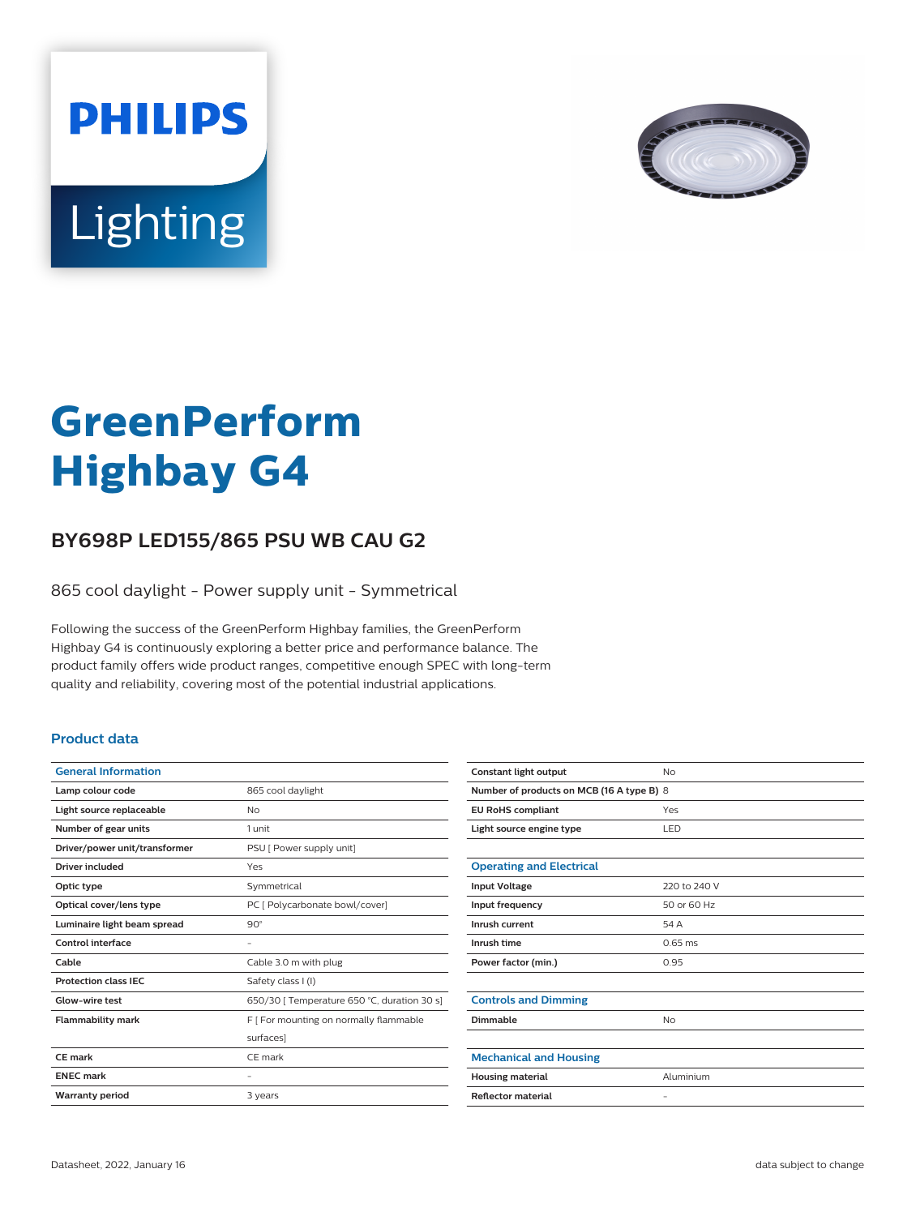PHILIPS

Lighting

# GreenPerform Highbay G4

## BY698P LED155/865 PSU WB CAU G2

865 cool daylight - Power supply unit - Symmetrical

Following the success of the GreenPerform Highbay families, the GreenPerform Highbay G4 is continuously exploring a better price and performance balance. The product family offers wide product ranges, competitive enough SPEC with long-term quality and reliability, covering most of the potential industrial applications.

### Product data

| General Information | |
|---|---|
| Lamp colour code | 865 cool daylight |
| Light source replaceable | No |
| Number of gear units | 1 unit |
| Driver/power unit/transformer | PSU [ Power supply unit] |
| Driver included | Yes |
| Optic type | Symmetrical |
| Optical cover/lens type | PC [ Polycarbonate bowl/cover] |
| Luminaire light beam spread | 90° |
| Control interface | - |
| Cable | Cable 3.0 m with plug |
| Protection class IEC | Safety class I (I) |
| Glow-wire test | 650/30 [ Temperature 650 °C, duration 30 s] |
| Flammability mark | F [ For mounting on normally flammable surfaces] |
| CE mark | CE mark |
| ENEC mark | - |
| Warranty period | 3 years |
| Constant light output | No |
| Number of products on MCB (16 A type B) | 8 |
| EU RoHS compliant | Yes |
| Light source engine type | LED |

| Operating and Electrical | |
|---|---|
| Input Voltage | 220 to 240 V |
| Input frequency | 50 or 60 Hz |
| Inrush current | 54 A |
| Inrush time | 0.65 ms |
| Power factor (min.) | 0.95 |

| Controls and Dimming | |
|---|---|
| Dimmable | No |

| Mechanical and Housing | |
|---|---|
| Housing material | Aluminium |
| Reflector material | - |

Datasheet, 2022, January 16

data subject to change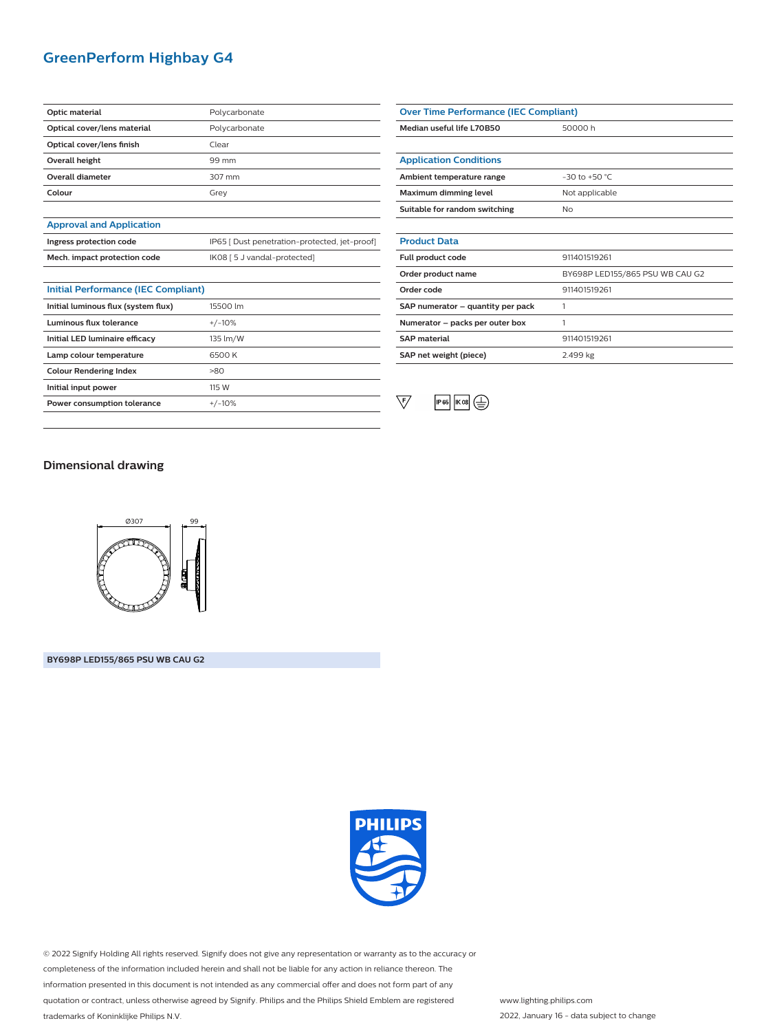## GreenPerform Highbay G4

| | |
|---|---|
| Optic material | Polycarbonate |
| Optical cover/lens material | Polycarbonate |
| Optical cover/lens finish | Clear |
| Overall height | 99 mm |
| Overall diameter | 307 mm |
| Colour | Grey |

### Approval and Application

| | |
|---|---|
| Ingress protection code | IP65 [ Dust penetration-protected, jet-proof] |
| Mech. impact protection code | IK08 [ 5 J vandal-protected] |

### Initial Performance (IEC Compliant)

| | |
|---|---|
| Initial luminous flux (system flux) | 15500 lm |
| Luminous flux tolerance | +/-10% |
| Initial LED luminaire efficacy | 135 lm/W |
| Lamp colour temperature | 6500 K |
| Colour Rendering Index | >80 |
| Initial input power | 115 W |
| Power consumption tolerance | +/-10% |

### Over Time Performance (IEC Compliant)

| | |
|---|---|
| Median useful life L70B50 | 50000 h |

### Application Conditions

| | |
|---|---|
| Ambient temperature range | -30 to +50 °C |
| Maximum dimming level | Not applicable |
| Suitable for random switching | No |

### Product Data

| | |
|---|---|
| Full product code | 911401519261 |
| Order product name | BY698P LED155/865 PSU WB CAU G2 |
| Order code | 911401519261 |
| SAP numerator – quantity per pack | 1 |
| Numerator – packs per outer box | 1 |
| SAP material | 911401519261 |
| SAP net weight (piece) | 2.499 kg |

F IP65 IK08

## Dimensional drawing

Ø307

99

**BY698P LED155/865 PSU WB CAU G2**

PHILIPS

© 2022 Signify Holding All rights reserved. Signify does not give any representation or warranty as to the accuracy or completeness of the information included herein and shall not be liable for any action in reliance thereon. The information presented in this document is not intended as any commercial offer and does not form part of any quotation or contract, unless otherwise agreed by Signify. Philips and the Philips Shield Emblem are registered trademarks of Koninklijke Philips N.V.

www.lighting.philips.com

2022, January 16 - data subject to change